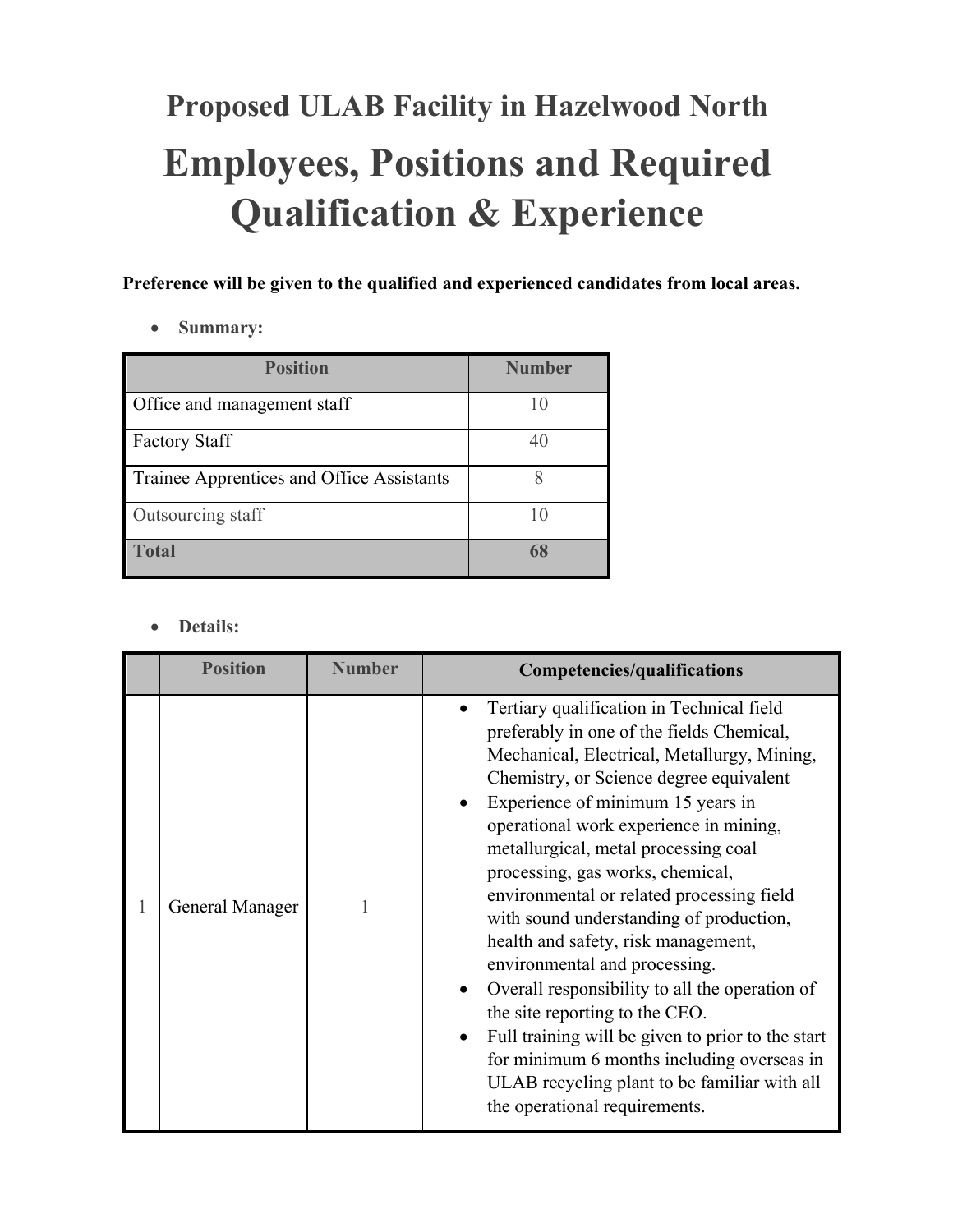# Proposed ULAB Facility in Hazelwood North

# Employees, Positions and Required Qualification & Experience

**Preference will be given to the qualified and experienced candidates from local areas.**

- **Summary:**

| Position | Number |
|---|---|
| Office and management staff | 10 |
| Factory Staff | 40 |
| Trainee Apprentices and Office Assistants | 8 |
| Outsourcing staff | 10 |
| **Total** | **68** |

- **Details:**

| | Position | Number | Competencies/qualifications |
|---|---|---|---|
| 1 | General Manager | 1 | • Tertiary qualification in Technical field preferably in one of the fields Chemical, Mechanical, Electrical, Metallurgy, Mining, Chemistry, or Science degree equivalent<br>• Experience of minimum 15 years in operational work experience in mining, metallurgical, metal processing coal processing, gas works, chemical, environmental or related processing field with sound understanding of production, health and safety, risk management, environmental and processing.<br>• Overall responsibility to all the operation of the site reporting to the CEO.<br>• Full training will be given to prior to the start for minimum 6 months including overseas in ULAB recycling plant to be familiar with all the operational requirements. |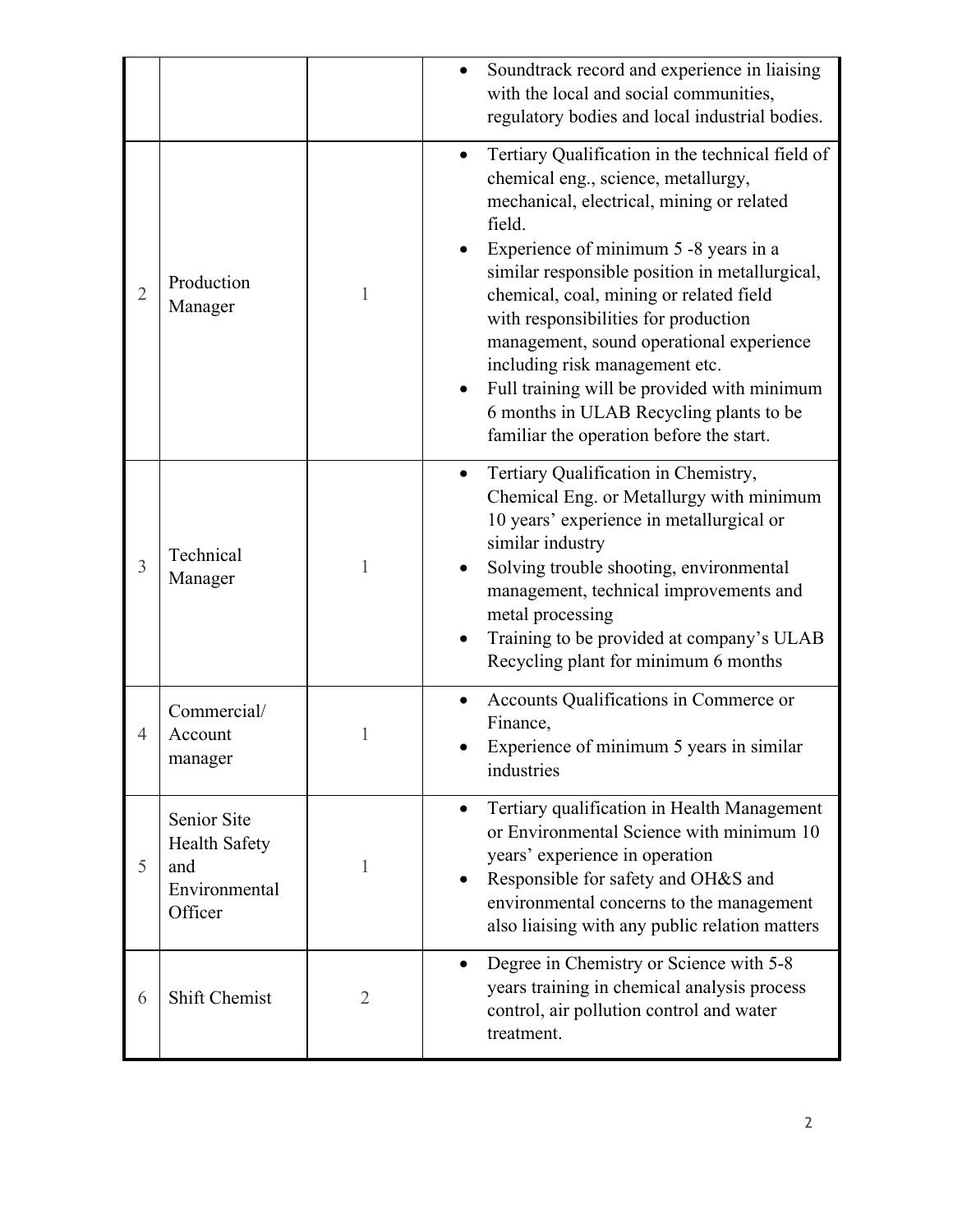| | | | |
|---|---|---|---|
| | | | • Soundtrack record and experience in liaising with the local and social communities, regulatory bodies and local industrial bodies. |
| 2 | Production Manager | 1 | • Tertiary Qualification in the technical field of chemical eng., science, metallurgy, mechanical, electrical, mining or related field.<br>• Experience of minimum 5 -8 years in a similar responsible position in metallurgical, chemical, coal, mining or related field with responsibilities for production management, sound operational experience including risk management etc.<br>• Full training will be provided with minimum 6 months in ULAB Recycling plants to be familiar the operation before the start. |
| 3 | Technical Manager | 1 | • Tertiary Qualification in Chemistry, Chemical Eng. or Metallurgy with minimum 10 years' experience in metallurgical or similar industry<br>• Solving trouble shooting, environmental management, technical improvements and metal processing<br>• Training to be provided at company's ULAB Recycling plant for minimum 6 months |
| 4 | Commercial/ Account manager | 1 | • Accounts Qualifications in Commerce or Finance,<br>• Experience of minimum 5 years in similar industries |
| 5 | Senior Site Health Safety and Environmental Officer | 1 | • Tertiary qualification in Health Management or Environmental Science with minimum 10 years' experience in operation<br>• Responsible for safety and OH&S and environmental concerns to the management also liaising with any public relation matters |
| 6 | Shift Chemist | 2 | • Degree in Chemistry or Science with 5-8 years training in chemical analysis process control, air pollution control and water treatment. |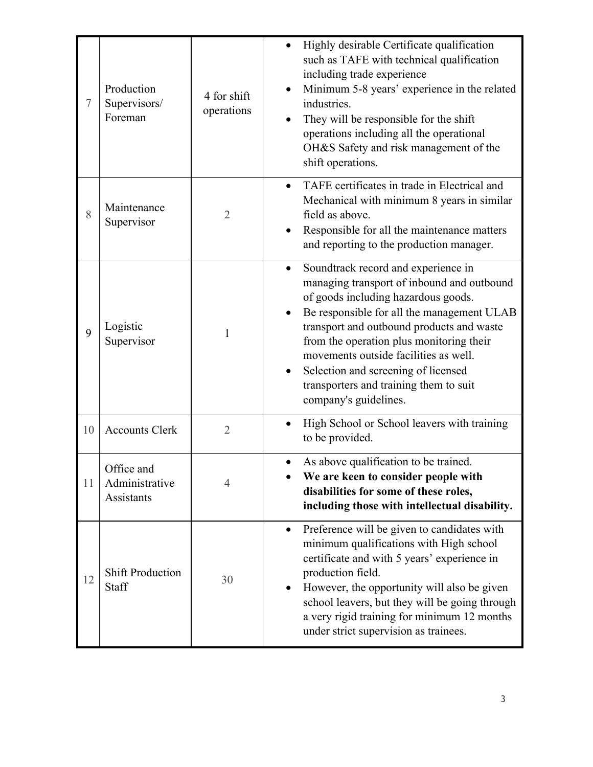| 7 | Production Supervisors/ Foreman | 4 for shift operations | • Highly desirable Certificate qualification such as TAFE with technical qualification including trade experience<br>• Minimum 5-8 years' experience in the related industries.<br>• They will be responsible for the shift operations including all the operational OH&S Safety and risk management of the shift operations. |
|---|---|---|---|
| 8 | Maintenance Supervisor | 2 | • TAFE certificates in trade in Electrical and Mechanical with minimum 8 years in similar field as above.<br>• Responsible for all the maintenance matters and reporting to the production manager. |
| 9 | Logistic Supervisor | 1 | • Soundtrack record and experience in managing transport of inbound and outbound of goods including hazardous goods.<br>• Be responsible for all the management ULAB transport and outbound products and waste from the operation plus monitoring their movements outside facilities as well.<br>• Selection and screening of licensed transporters and training them to suit company's guidelines. |
| 10 | Accounts Clerk | 2 | • High School or School leavers with training to be provided. |
| 11 | Office and Administrative Assistants | 4 | • As above qualification to be trained.<br>• **We are keen to consider people with disabilities for some of these roles, including those with intellectual disability.** |
| 12 | Shift Production Staff | 30 | • Preference will be given to candidates with minimum qualifications with High school certificate and with 5 years' experience in production field.<br>• However, the opportunity will also be given school leavers, but they will be going through a very rigid training for minimum 12 months under strict supervision as trainees. |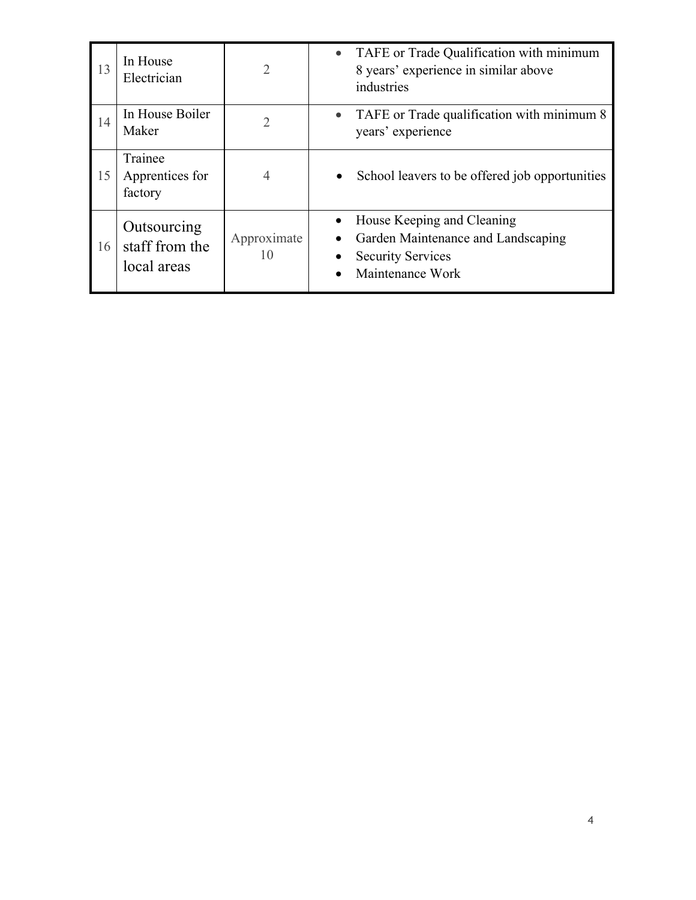| | | | |
|---|---|---|---|
| 13 | In House Electrician | 2 | • TAFE or Trade Qualification with minimum 8 years' experience in similar above industries |
| 14 | In House Boiler Maker | 2 | • TAFE or Trade qualification with minimum 8 years' experience |
| 15 | Trainee Apprentices for factory | 4 | • School leavers to be offered job opportunities |
| 16 | Outsourcing staff from the local areas | Approximate 10 | • House Keeping and Cleaning<br>• Garden Maintenance and Landscaping<br>• Security Services<br>• Maintenance Work |